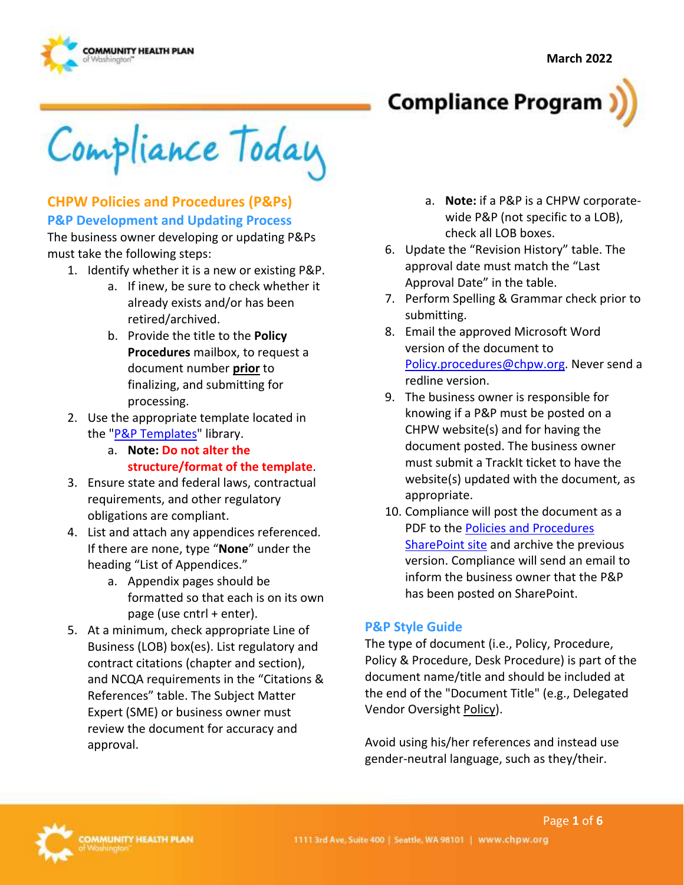March 2022

# Compliance Program

# Compliance Today

## CHPW Policies and Procedures (P&Ps)

### P&P Development and Updating Process

The business owner developing or updating P&Ps must take the following steps:

1. Identify whether it is a new or existing P&P.
   a. If inew, be sure to check whether it already exists and/or has been retired/archived.
   b. Provide the title to the **Policy Procedures** mailbox, to request a document number **prior** to finalizing, and submitting for processing.
2. Use the appropriate template located in the "[P&P Templates]" library.
   a. **Note:** **Do not alter the structure/format of the template**.
3. Ensure state and federal laws, contractual requirements, and other regulatory obligations are compliant.
4. List and attach any appendices referenced. If there are none, type "**None**" under the heading "List of Appendices."
   a. Appendix pages should be formatted so that each is on its own page (use cntrl + enter).
5. At a minimum, check appropriate Line of Business (LOB) box(es). List regulatory and contract citations (chapter and section), and NCQA requirements in the "Citations & References" table. The Subject Matter Expert (SME) or business owner must review the document for accuracy and approval.
   a. **Note:** if a P&P is a CHPW corporate-wide P&P (not specific to a LOB), check all LOB boxes.
6. Update the "Revision History" table. The approval date must match the "Last Approval Date" in the table.
7. Perform Spelling & Grammar check prior to submitting.
8. Email the approved Microsoft Word version of the document to Policy.procedures@chpw.org. Never send a redline version.
9. The business owner is responsible for knowing if a P&P must be posted on a CHPW website(s) and for having the document posted. The business owner must submit a TrackIt ticket to have the website(s) updated with the document, as appropriate.
10. Compliance will post the document as a PDF to the [Policies and Procedures SharePoint site] and archive the previous version. Compliance will send an email to inform the business owner that the P&P has been posted on SharePoint.

### P&P Style Guide

The type of document (i.e., Policy, Procedure, Policy & Procedure, Desk Procedure) is part of the document name/title and should be included at the end of the "Document Title" (e.g., Delegated Vendor Oversight Policy).

Avoid using his/her references and instead use gender-neutral language, such as they/their.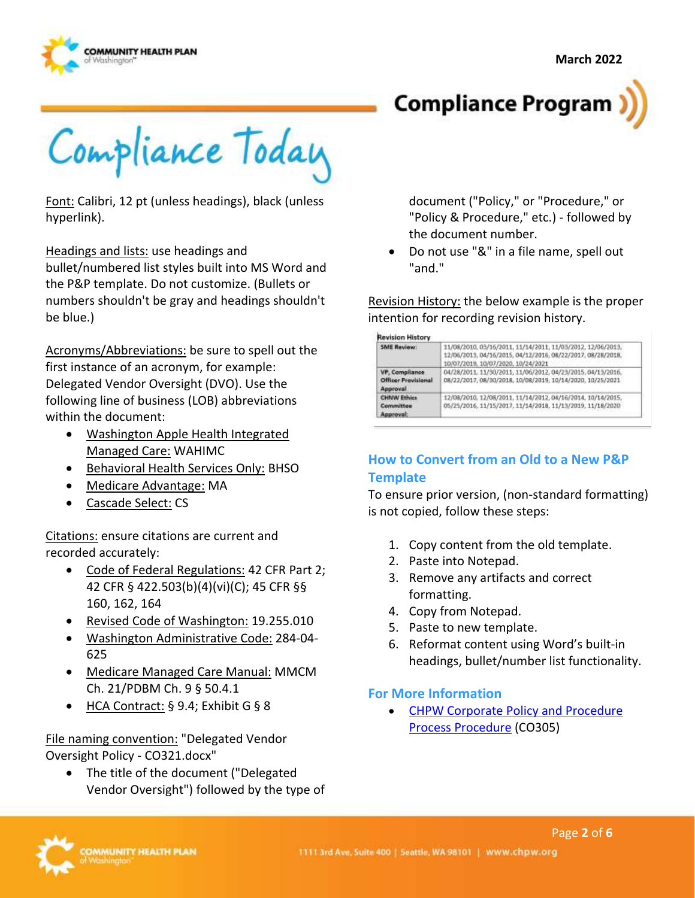Compliance Today

Font: Calibri, 12 pt (unless headings), black (unless hyperlink).

Headings and lists: use headings and bullet/numbered list styles built into MS Word and the P&P template. Do not customize. (Bullets or numbers shouldn't be gray and headings shouldn't be blue.)

Acronyms/Abbreviations: be sure to spell out the first instance of an acronym, for example: Delegated Vendor Oversight (DVO). Use the following line of business (LOB) abbreviations within the document:

- Washington Apple Health Integrated Managed Care: WAHIMC
- Behavioral Health Services Only: BHSO
- Medicare Advantage: MA
- Cascade Select: CS

Citations: ensure citations are current and recorded accurately:

- Code of Federal Regulations: 42 CFR Part 2; 42 CFR § 422.503(b)(4)(vi)(C); 45 CFR §§ 160, 162, 164
- Revised Code of Washington: 19.255.010
- Washington Administrative Code: 284-04-625
- Medicare Managed Care Manual: MMCM Ch. 21/PDBM Ch. 9 § 50.4.1
- HCA Contract: § 9.4; Exhibit G § 8

File naming convention: "Delegated Vendor Oversight Policy - CO321.docx"

- The title of the document ("Delegated Vendor Oversight") followed by the type of document ("Policy," or "Procedure," or "Policy & Procedure," etc.) - followed by the document number.
- Do not use "&" in a file name, spell out "and."

Revision History: the below example is the proper intention for recording revision history.

**Revision History**

| | |
|---|---|
| **SME Review:** | 11/08/2010, 03/16/2011, 11/14/2011, 11/03/2012, 12/06/2013, 12/06/2013, 04/16/2015, 04/12/2016, 08/22/2017, 08/28/2018, 10/07/2019, 10/07/2020, 10/24/2021 |
| **VP, Compliance Officer Provisional Approval** | 04/28/2011, 11/30/2011, 11/06/2012, 04/23/2015, 04/13/2016, 08/22/2017, 08/30/2018, 10/08/2019, 10/14/2020, 10/25/2021 |
| **CHNW Ethics Committee Approval:** | 12/08/2010, 12/08/2011, 11/14/2012, 04/16/2014, 10/14/2015, 05/25/2016, 11/15/2017, 11/14/2018, 11/13/2019, 11/18/2020 |

## How to Convert from an Old to a New P&P Template

To ensure prior version, (non-standard formatting) is not copied, follow these steps:

1. Copy content from the old template.
2. Paste into Notepad.
3. Remove any artifacts and correct formatting.
4. Copy from Notepad.
5. Paste to new template.
6. Reformat content using Word's built-in headings, bullet/number list functionality.

## For More Information

- CHPW Corporate Policy and Procedure Process Procedure (CO305)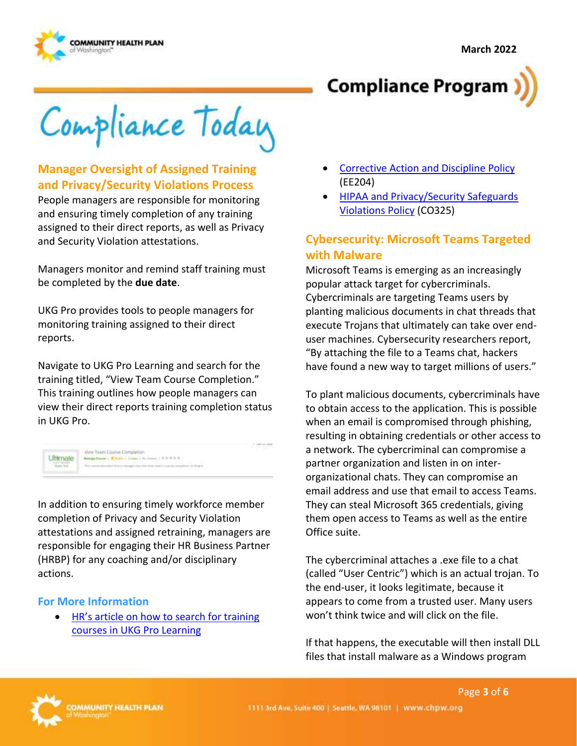# Compliance Today

**Compliance Program**

March 2022

## Manager Oversight of Assigned Training and Privacy/Security Violations Process

People managers are responsible for monitoring and ensuring timely completion of any training assigned to their direct reports, as well as Privacy and Security Violation attestations.

Managers monitor and remind staff training must be completed by the **due date**.

UKG Pro provides tools to people managers for monitoring training assigned to their direct reports.

Navigate to UKG Pro Learning and search for the training titled, "View Team Course Completion." This training outlines how people managers can view their direct reports training completion status in UKG Pro.

In addition to ensuring timely workforce member completion of Privacy and Security Violation attestations and assigned retraining, managers are responsible for engaging their HR Business Partner (HRBP) for any coaching and/or disciplinary actions.

### For More Information

- HR's article on how to search for training courses in UKG Pro Learning
- Corrective Action and Discipline Policy (EE204)
- HIPAA and Privacy/Security Safeguards Violations Policy (CO325)

## Cybersecurity: Microsoft Teams Targeted with Malware

Microsoft Teams is emerging as an increasingly popular attack target for cybercriminals. Cybercriminals are targeting Teams users by planting malicious documents in chat threads that execute Trojans that ultimately can take over end-user machines. Cybersecurity researchers report, "By attaching the file to a Teams chat, hackers have found a new way to target millions of users."

To plant malicious documents, cybercriminals have to obtain access to the application. This is possible when an email is compromised through phishing, resulting in obtaining credentials or other access to a network. The cybercriminal can compromise a partner organization and listen in on inter-organizational chats. They can compromise an email address and use that email to access Teams. They can steal Microsoft 365 credentials, giving them open access to Teams as well as the entire Office suite.

The cybercriminal attaches a .exe file to a chat (called "User Centric") which is an actual trojan. To the end-user, it looks legitimate, because it appears to come from a trusted user. Many users won't think twice and will click on the file.

If that happens, the executable will then install DLL files that install malware as a Windows program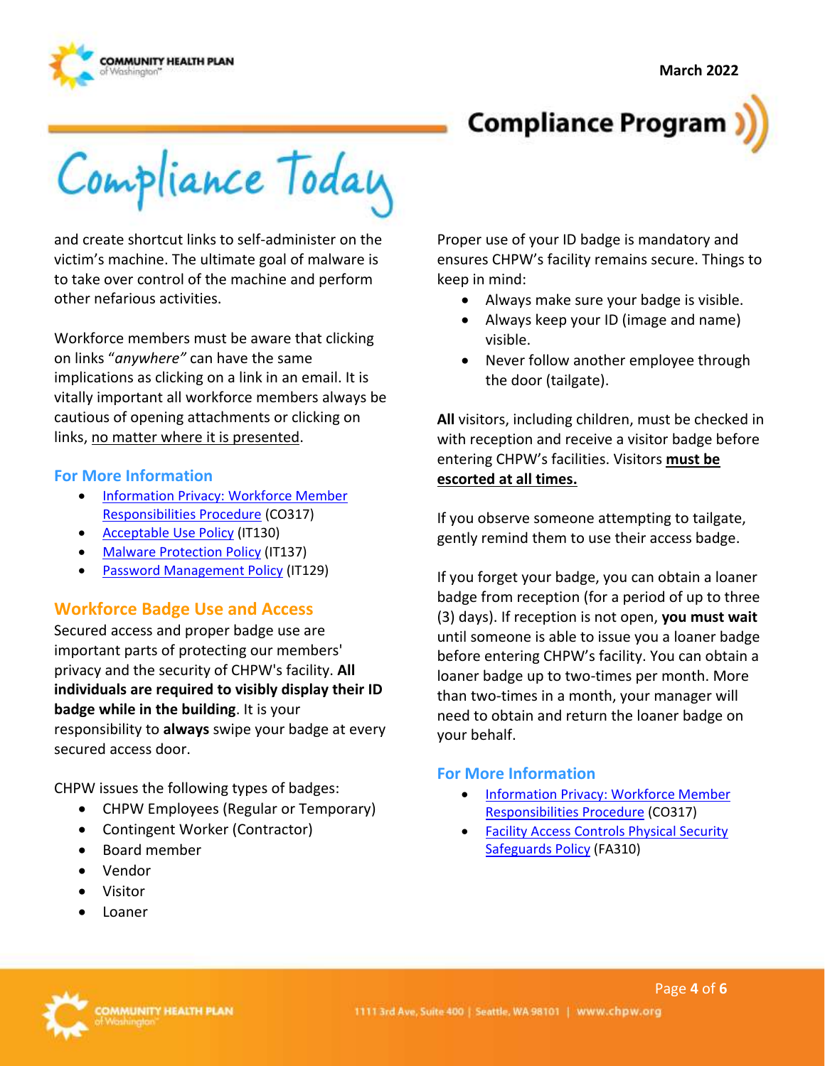and create shortcut links to self-administer on the victim's machine. The ultimate goal of malware is to take over control of the machine and perform other nefarious activities.

Workforce members must be aware that clicking on links "*anywhere*" can have the same implications as clicking on a link in an email. It is vitally important all workforce members always be cautious of opening attachments or clicking on links, no matter where it is presented.

### For More Information

- Information Privacy: Workforce Member Responsibilities Procedure (CO317)
- Acceptable Use Policy (IT130)
- Malware Protection Policy (IT137)
- Password Management Policy (IT129)

## Workforce Badge Use and Access

Secured access and proper badge use are important parts of protecting our members' privacy and the security of CHPW's facility. **All individuals are required to visibly display their ID badge while in the building**. It is your responsibility to **always** swipe your badge at every secured access door.

CHPW issues the following types of badges:

- CHPW Employees (Regular or Temporary)
- Contingent Worker (Contractor)
- Board member
- Vendor
- Visitor
- Loaner

Proper use of your ID badge is mandatory and ensures CHPW's facility remains secure. Things to keep in mind:

- Always make sure your badge is visible.
- Always keep your ID (image and name) visible.
- Never follow another employee through the door (tailgate).

**All** visitors, including children, must be checked in with reception and receive a visitor badge before entering CHPW's facilities. Visitors **must be escorted at all times.**

If you observe someone attempting to tailgate, gently remind them to use their access badge.

If you forget your badge, you can obtain a loaner badge from reception (for a period of up to three (3) days). If reception is not open, **you must wait** until someone is able to issue you a loaner badge before entering CHPW's facility. You can obtain a loaner badge up to two-times per month. More than two-times in a month, your manager will need to obtain and return the loaner badge on your behalf.

### For More Information

- Information Privacy: Workforce Member Responsibilities Procedure (CO317)
- Facility Access Controls Physical Security Safeguards Policy (FA310)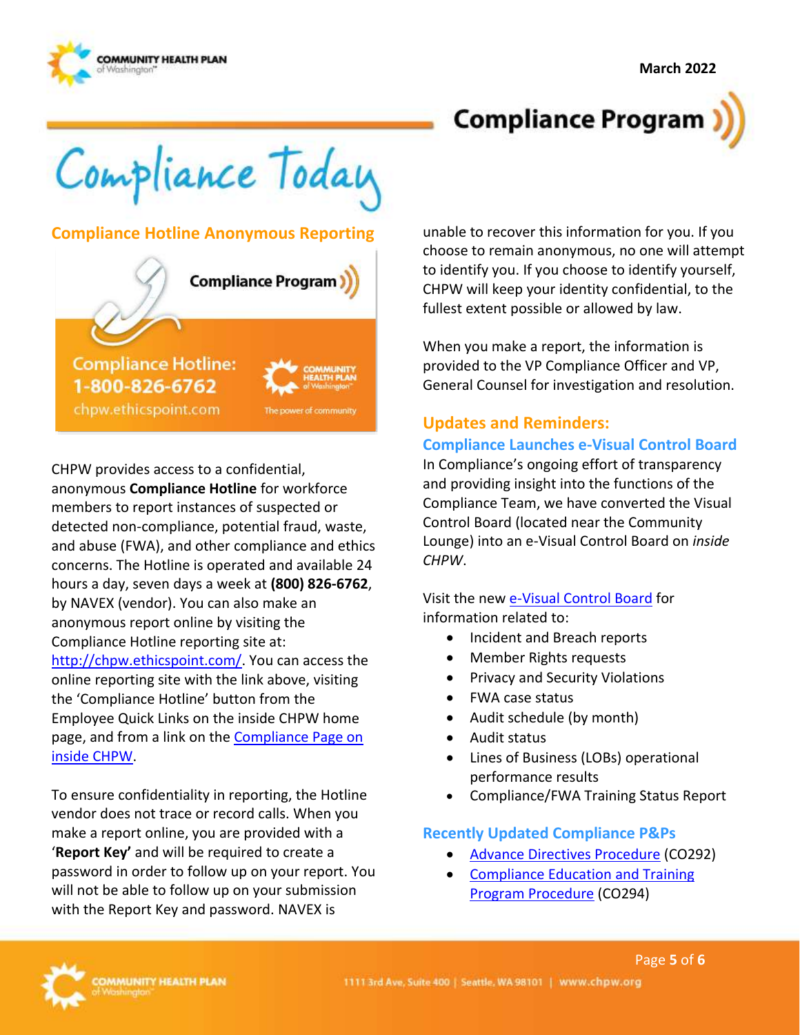# Compliance Today

## Compliance Hotline Anonymous Reporting

Compliance Program

Compliance Hotline: 1-800-826-6762

chpw.ethicspoint.com

CHPW provides access to a confidential, anonymous **Compliance Hotline** for workforce members to report instances of suspected or detected non-compliance, potential fraud, waste, and abuse (FWA), and other compliance and ethics concerns. The Hotline is operated and available 24 hours a day, seven days a week at **(800) 826-6762**, by NAVEX (vendor). You can also make an anonymous report online by visiting the Compliance Hotline reporting site at: http://chpw.ethicspoint.com/. You can access the online reporting site with the link above, visiting the 'Compliance Hotline' button from the Employee Quick Links on the inside CHPW home page, and from a link on the Compliance Page on inside CHPW.

To ensure confidentiality in reporting, the Hotline vendor does not trace or record calls. When you make a report online, you are provided with a '**Report Key'** and will be required to create a password in order to follow up on your report. You will not be able to follow up on your submission with the Report Key and password. NAVEX is unable to recover this information for you. If you choose to remain anonymous, no one will attempt to identify you. If you choose to identify yourself, CHPW will keep your identity confidential, to the fullest extent possible or allowed by law.

When you make a report, the information is provided to the VP Compliance Officer and VP, General Counsel for investigation and resolution.

## Updates and Reminders:

### Compliance Launches e-Visual Control Board

In Compliance's ongoing effort of transparency and providing insight into the functions of the Compliance Team, we have converted the Visual Control Board (located near the Community Lounge) into an e-Visual Control Board on *inside CHPW*.

Visit the new e-Visual Control Board for information related to:

- Incident and Breach reports
- Member Rights requests
- Privacy and Security Violations
- FWA case status
- Audit schedule (by month)
- Audit status
- Lines of Business (LOBs) operational performance results
- Compliance/FWA Training Status Report

### Recently Updated Compliance P&Ps

- Advance Directives Procedure (CO292)
- Compliance Education and Training Program Procedure (CO294)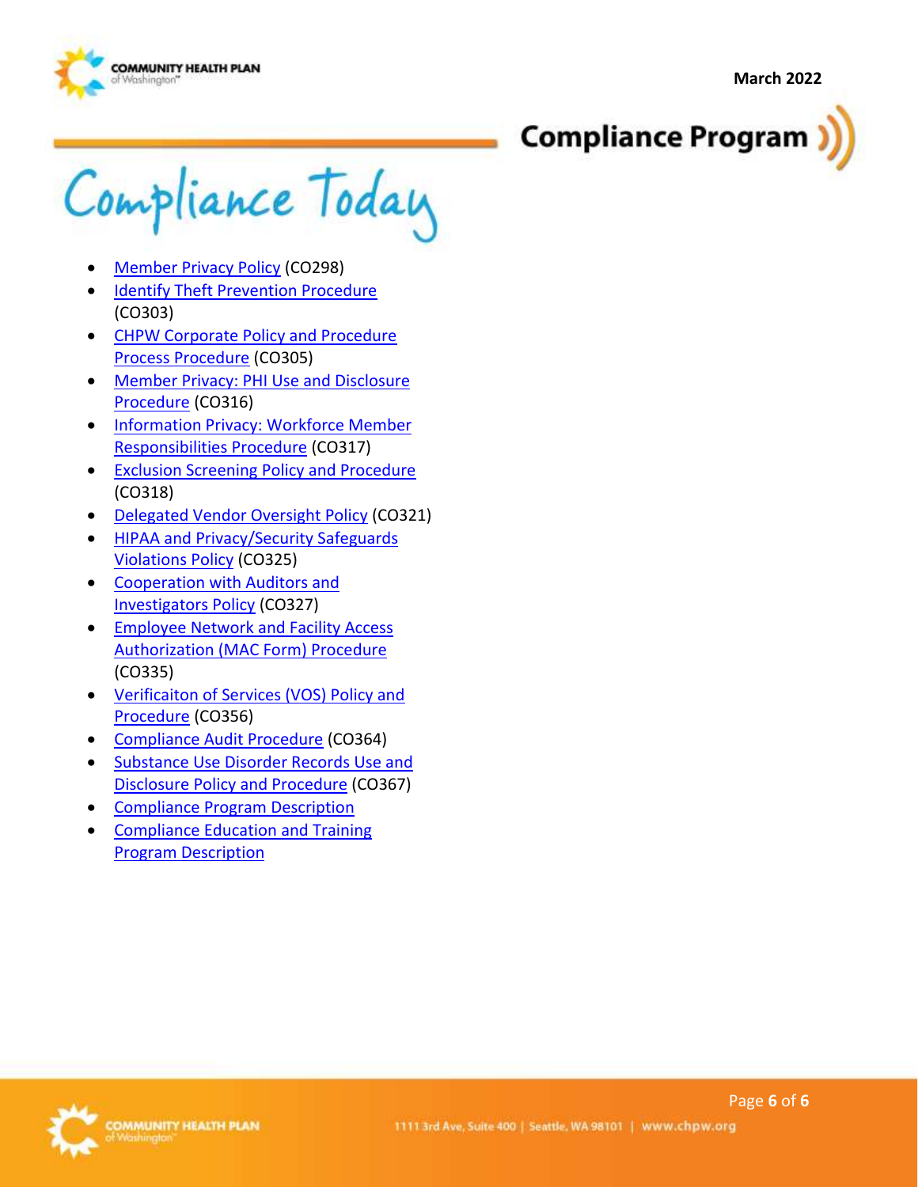- Member Privacy Policy (CO298)
- Identify Theft Prevention Procedure (CO303)
- CHPW Corporate Policy and Procedure Process Procedure (CO305)
- Member Privacy: PHI Use and Disclosure Procedure (CO316)
- Information Privacy: Workforce Member Responsibilities Procedure (CO317)
- Exclusion Screening Policy and Procedure (CO318)
- Delegated Vendor Oversight Policy (CO321)
- HIPAA and Privacy/Security Safeguards Violations Policy (CO325)
- Cooperation with Auditors and Investigators Policy (CO327)
- Employee Network and Facility Access Authorization (MAC Form) Procedure (CO335)
- Verificaiton of Services (VOS) Policy and Procedure (CO356)
- Compliance Audit Procedure (CO364)
- Substance Use Disorder Records Use and Disclosure Policy and Procedure (CO367)
- Compliance Program Description
- Compliance Education and Training Program Description